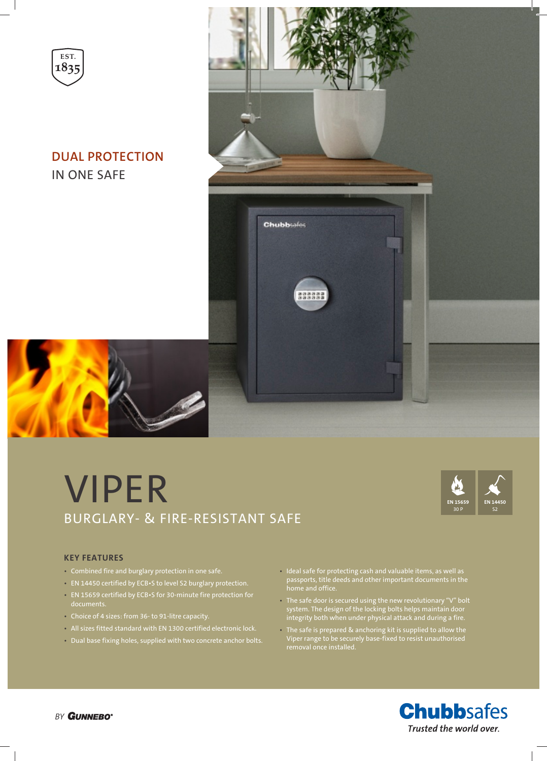EST. 1835

**DUAL PROTECTION**
IN ONE SAFE

# VIPER

## BURGLARY- & FIRE-RESISTANT SAFE

EN 15659 30 P

EN 14450 S2

### KEY FEATURES

- Combined fire and burglary protection in one safe.
- EN 14450 certified by ECB•S to level S2 burglary protection.
- EN 15659 certified by ECB•S for 30-minute fire protection for documents.
- Choice of 4 sizes: from 36- to 91-litre capacity.
- All sizes fitted standard with EN 1300 certified electronic lock.
- Dual base fixing holes, supplied with two concrete anchor bolts.
- Ideal safe for protecting cash and valuable items, as well as passports, title deeds and other important documents in the home and office.
- The safe door is secured using the new revolutionary "V" bolt system. The design of the locking bolts helps maintain door integrity both when under physical attack and during a fire.
- The safe is prepared & anchoring kit is supplied to allow the Viper range to be securely base-fixed to resist unauthorised removal once installed.

BY GUNNEBO

**Chubbsafes**
*Trusted the world over.*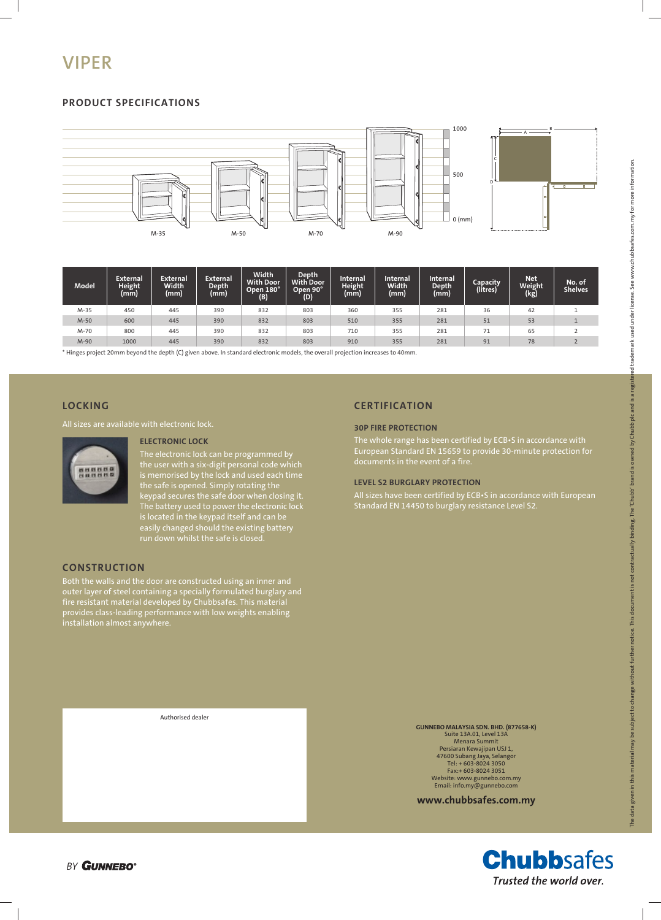# VIPER

## PRODUCT SPECIFICATIONS

1000

500

0 (mm)

M-35

M-50

M-70

M-90

A

B

C

D

| Model | External Height (mm) | External Width (mm) | External Depth (mm) | Width With Door Open 180° (B) | Depth With Door Open 90° (D) | Internal Height (mm) | Internal Width (mm) | Internal Depth (mm) | Capacity (litres) | Net Weight (kg) | No. of Shelves |
|---|---|---|---|---|---|---|---|---|---|---|---|
| M-35 | 450 | 445 | 390 | 832 | 803 | 360 | 355 | 281 | 36 | 42 | 1 |
| M-50 | 600 | 445 | 390 | 832 | 803 | 510 | 355 | 281 | 51 | 53 | 1 |
| M-70 | 800 | 445 | 390 | 832 | 803 | 710 | 355 | 281 | 71 | 65 | 2 |
| M-90 | 1000 | 445 | 390 | 832 | 803 | 910 | 355 | 281 | 91 | 78 | 2 |

* Hinges project 20mm beyond the depth (C) given above. In standard electronic models, the overall projection increases to 40mm.

## LOCKING

All sizes are available with electronic lock.

### ELECTRONIC LOCK

The electronic lock can be programmed by the user with a six-digit personal code which is memorised by the lock and used each time the safe is opened. Simply rotating the keypad secures the safe door when closing it. The battery used to power the electronic lock is located in the keypad itself and can be easily changed should the existing battery run down whilst the safe is closed.

## CONSTRUCTION

Both the walls and the door are constructed using an inner and outer layer of steel containing a specially formulated burglary and fire resistant material developed by Chubbsafes. This material provides class-leading performance with low weights enabling installation almost anywhere.

## CERTIFICATION

### 30P FIRE PROTECTION

The whole range has been certified by ECB•S in accordance with European Standard EN 15659 to provide 30-minute protection for documents in the event of a fire.

### LEVEL S2 BURGLARY PROTECTION

All sizes have been certified by ECB•S in accordance with European Standard EN 14450 to burglary resistance Level S2.

Authorised dealer

**GUNNEBO MALAYSIA SDN. BHD. (877658-K)**
Suite 13A.01, Level 13A
Menara Summit
Persiaran Kewajipan USJ 1,
47600 Subang Jaya, Selangor
Tel: + 603-8024 3050
Fax:+ 603-8024 3051
Website: www.gunnebo.com.my
Email: info.my@gunnebo.com

**www.chubbsafes.com.my**

The data given in this material may be subject to change without further notice. This document is not contractually binding. The 'Chubb' brand is owned by Chubb plc and is a registered trademark used under license. See www.chubbsafes.com.my for more information.

BY GUNNEBO®

Chubbsafes
*Trusted the world over.*